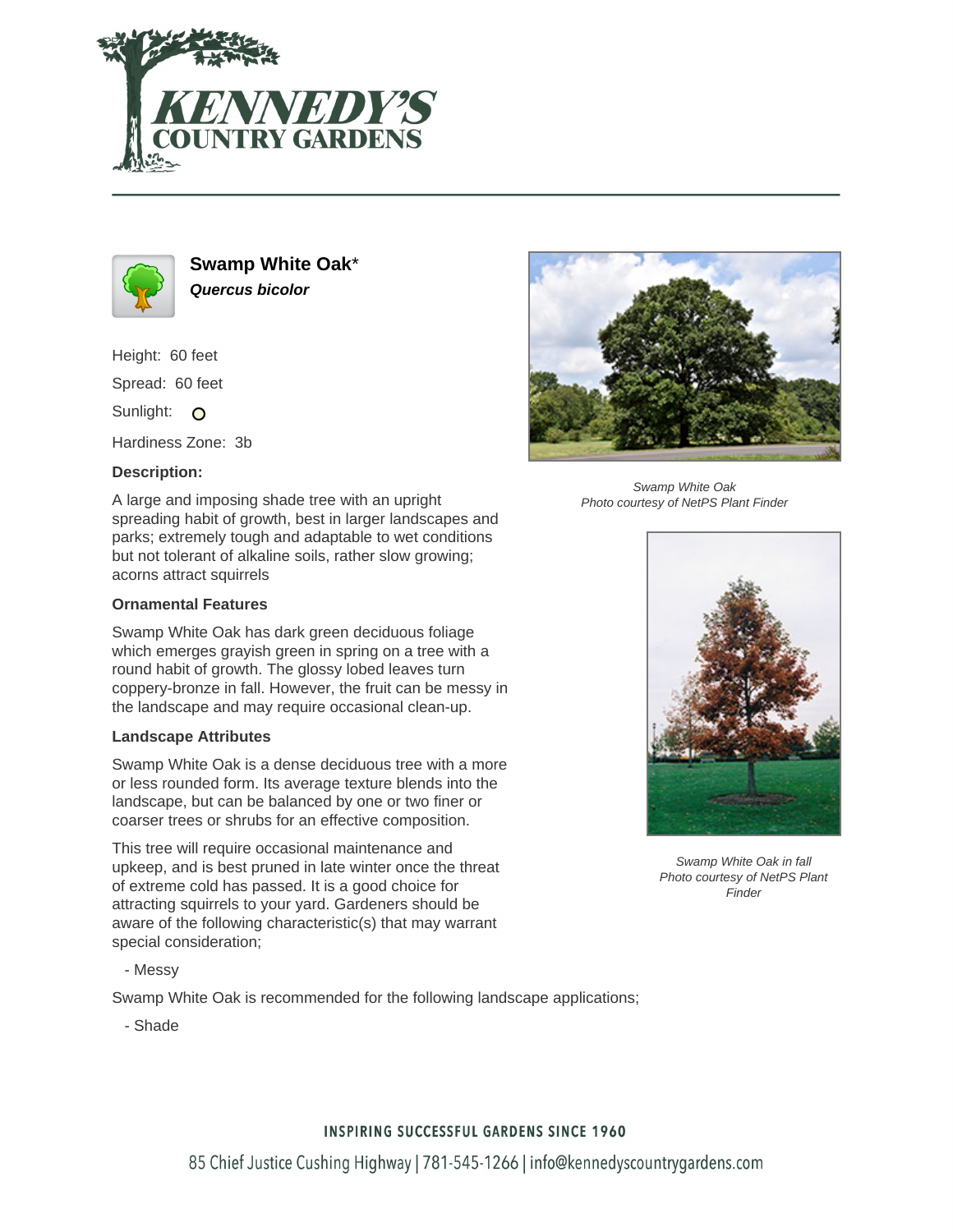# Swamp White Oak*

***Quercus bicolor***

Height: 60 feet

Spread: 60 feet

Sunlight: O

Hardiness Zone: 3b

**Description:**

A large and imposing shade tree with an upright spreading habit of growth, best in larger landscapes and parks; extremely tough and adaptable to wet conditions but not tolerant of alkaline soils, rather slow growing; acorns attract squirrels

**Ornamental Features**

Swamp White Oak has dark green deciduous foliage which emerges grayish green in spring on a tree with a round habit of growth. The glossy lobed leaves turn coppery-bronze in fall. However, the fruit can be messy in the landscape and may require occasional clean-up.

**Landscape Attributes**

Swamp White Oak is a dense deciduous tree with a more or less rounded form. Its average texture blends into the landscape, but can be balanced by one or two finer or coarser trees or shrubs for an effective composition.

This tree will require occasional maintenance and upkeep, and is best pruned in late winter once the threat of extreme cold has passed. It is a good choice for attracting squirrels to your yard. Gardeners should be aware of the following characteristic(s) that may warrant special consideration;

- Messy

Swamp White Oak is recommended for the following landscape applications;

- Shade

*Swamp White Oak*
*Photo courtesy of NetPS Plant Finder*

*Swamp White Oak in fall*
*Photo courtesy of NetPS Plant Finder*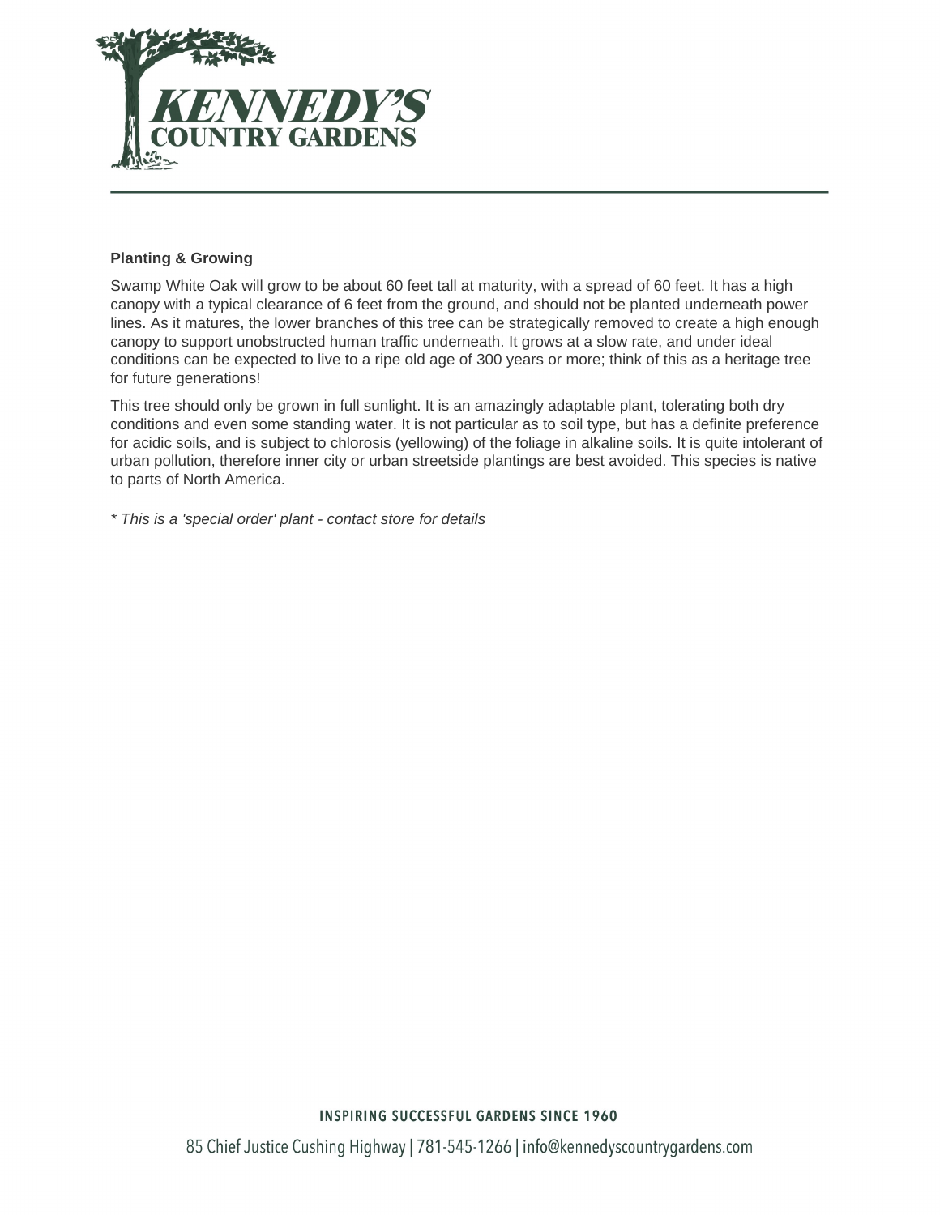**Planting & Growing**

Swamp White Oak will grow to be about 60 feet tall at maturity, with a spread of 60 feet. It has a high canopy with a typical clearance of 6 feet from the ground, and should not be planted underneath power lines. As it matures, the lower branches of this tree can be strategically removed to create a high enough canopy to support unobstructed human traffic underneath. It grows at a slow rate, and under ideal conditions can be expected to live to a ripe old age of 300 years or more; think of this as a heritage tree for future generations!

This tree should only be grown in full sunlight. It is an amazingly adaptable plant, tolerating both dry conditions and even some standing water. It is not particular as to soil type, but has a definite preference for acidic soils, and is subject to chlorosis (yellowing) of the foliage in alkaline soils. It is quite intolerant of urban pollution, therefore inner city or urban streetside plantings are best avoided. This species is native to parts of North America.

*\* This is a 'special order' plant - contact store for details*